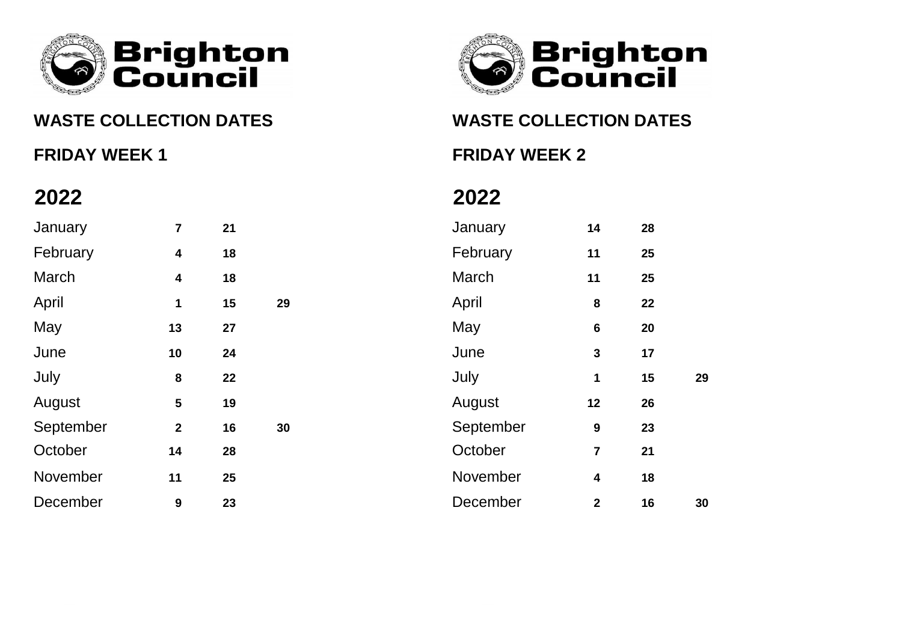Brighton Council

## WASTE COLLECTION DATES

### FRIDAY WEEK 1

## 2022

| Month | | | |
|---|---|---|---|
| January | 7 | 21 | |
| February | 4 | 18 | |
| March | 4 | 18 | |
| April | 1 | 15 | 29 |
| May | 13 | 27 | |
| June | 10 | 24 | |
| July | 8 | 22 | |
| August | 5 | 19 | |
| September | 2 | 16 | 30 |
| October | 14 | 28 | |
| November | 11 | 25 | |
| December | 9 | 23 | |

Brighton Council

## WASTE COLLECTION DATES

### FRIDAY WEEK 2

## 2022

| Month | | | |
|---|---|---|---|
| January | 14 | 28 | |
| February | 11 | 25 | |
| March | 11 | 25 | |
| April | 8 | 22 | |
| May | 6 | 20 | |
| June | 3 | 17 | |
| July | 1 | 15 | 29 |
| August | 12 | 26 | |
| September | 9 | 23 | |
| October | 7 | 21 | |
| November | 4 | 18 | |
| December | 2 | 16 | 30 |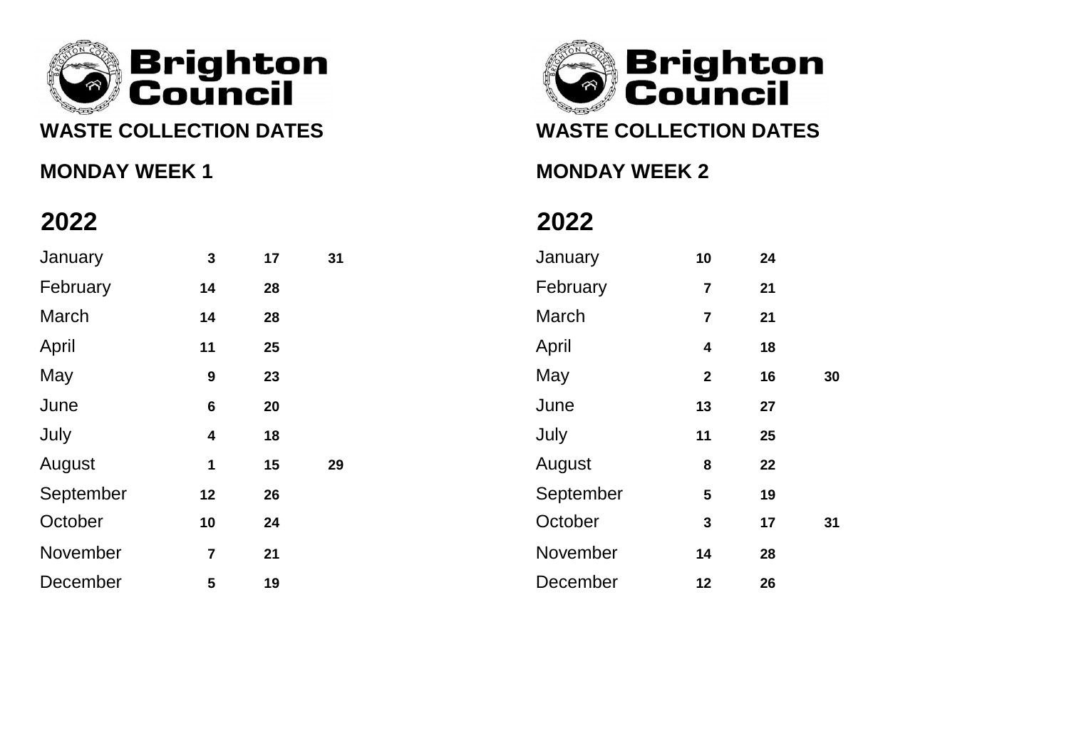# Brighton Council

## WASTE COLLECTION DATES

### MONDAY WEEK 1

## 2022

| Month | | | |
|---|---|---|---|
| January | 3 | 17 | 31 |
| February | 14 | 28 | |
| March | 14 | 28 | |
| April | 11 | 25 | |
| May | 9 | 23 | |
| June | 6 | 20 | |
| July | 4 | 18 | |
| August | 1 | 15 | 29 |
| September | 12 | 26 | |
| October | 10 | 24 | |
| November | 7 | 21 | |
| December | 5 | 19 | |

# Brighton Council

## WASTE COLLECTION DATES

### MONDAY WEEK 2

## 2022

| Month | | | |
|---|---|---|---|
| January | 10 | 24 | |
| February | 7 | 21 | |
| March | 7 | 21 | |
| April | 4 | 18 | |
| May | 2 | 16 | 30 |
| June | 13 | 27 | |
| July | 11 | 25 | |
| August | 8 | 22 | |
| September | 5 | 19 | |
| October | 3 | 17 | 31 |
| November | 14 | 28 | |
| December | 12 | 26 | |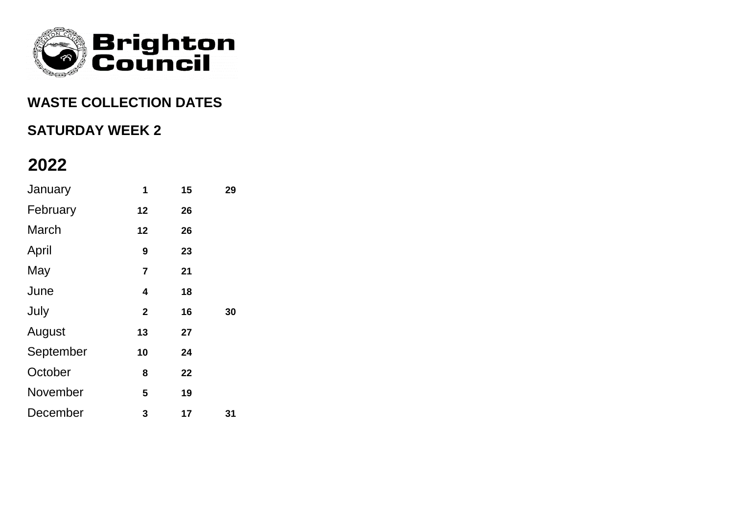Brighton Council

## WASTE COLLECTION DATES

## SATURDAY WEEK 2

# 2022

| Month | | | |
|---|---|---|---|
| January | **1** | **15** | **29** |
| February | **12** | **26** | |
| March | **12** | **26** | |
| April | **9** | **23** | |
| May | **7** | **21** | |
| June | **4** | **18** | |
| July | **2** | **16** | **30** |
| August | **13** | **27** | |
| September | **10** | **24** | |
| October | **8** | **22** | |
| November | **5** | **19** | |
| December | **3** | **17** | **31** |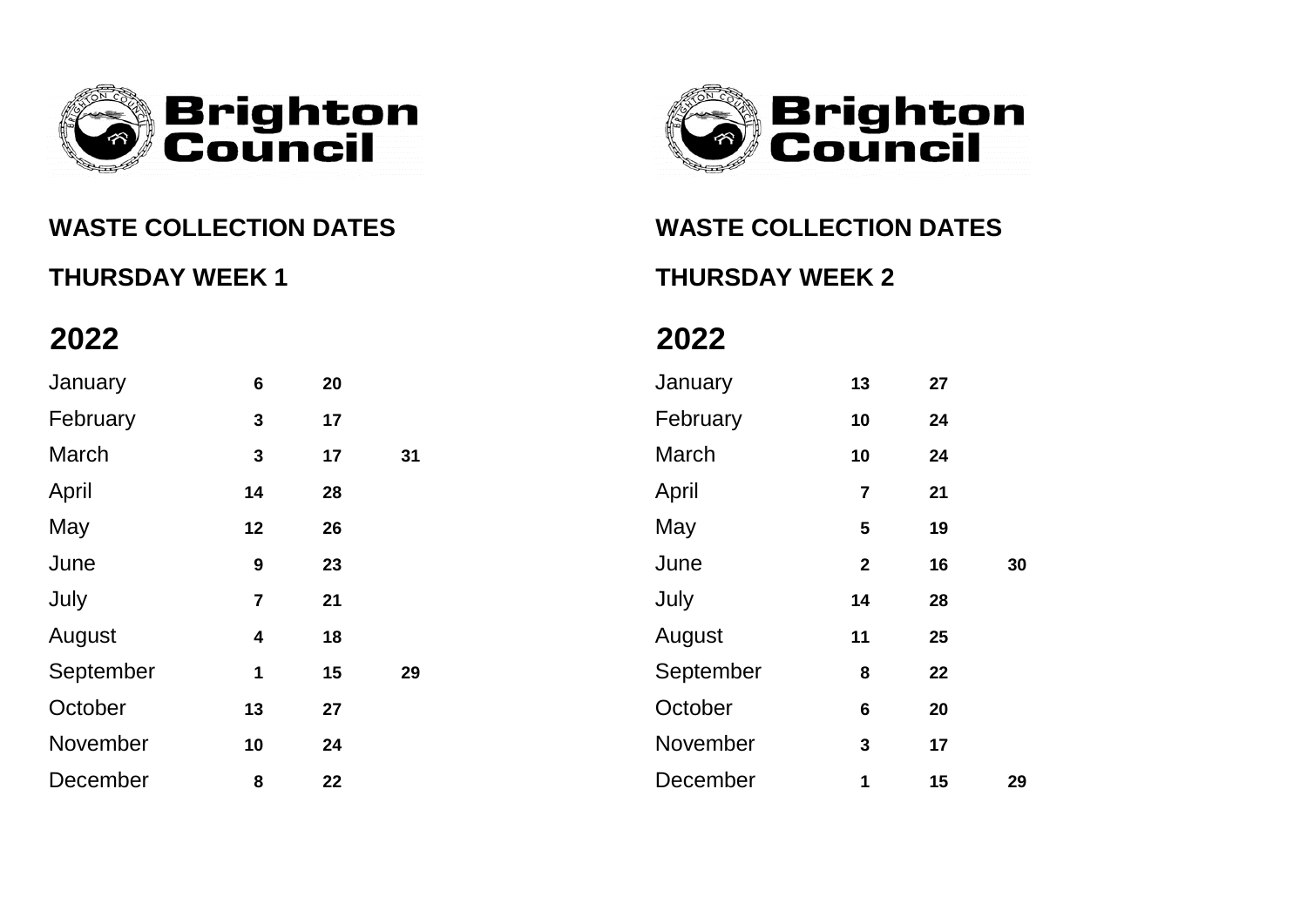**Brighton Council**

## WASTE COLLECTION DATES

### THURSDAY WEEK 1

### 2022

| Month | | | |
|---|---|---|---|
| January | 6 | 20 | |
| February | 3 | 17 | |
| March | 3 | 17 | 31 |
| April | 14 | 28 | |
| May | 12 | 26 | |
| June | 9 | 23 | |
| July | 7 | 21 | |
| August | 4 | 18 | |
| September | 1 | 15 | 29 |
| October | 13 | 27 | |
| November | 10 | 24 | |
| December | 8 | 22 | |

**Brighton Council**

## WASTE COLLECTION DATES

### THURSDAY WEEK 2

### 2022

| Month | | | |
|---|---|---|---|
| January | 13 | 27 | |
| February | 10 | 24 | |
| March | 10 | 24 | |
| April | 7 | 21 | |
| May | 5 | 19 | |
| June | 2 | 16 | 30 |
| July | 14 | 28 | |
| August | 11 | 25 | |
| September | 8 | 22 | |
| October | 6 | 20 | |
| November | 3 | 17 | |
| December | 1 | 15 | 29 |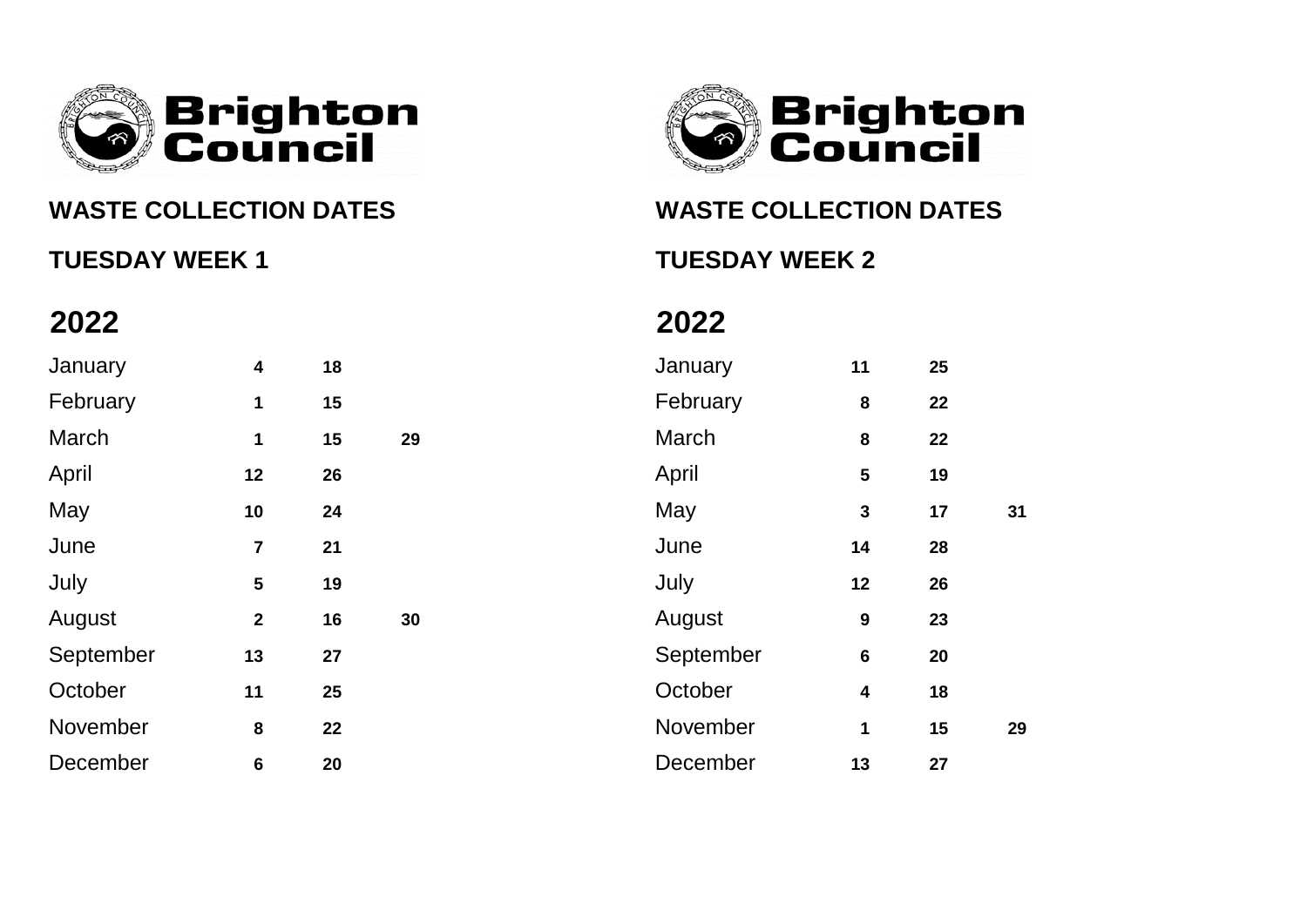Brighton Council

## WASTE COLLECTION DATES

### TUESDAY WEEK 1

### 2022

| Month | | | |
|---|---|---|---|
| January | 4 | 18 | |
| February | 1 | 15 | |
| March | 1 | 15 | 29 |
| April | 12 | 26 | |
| May | 10 | 24 | |
| June | 7 | 21 | |
| July | 5 | 19 | |
| August | 2 | 16 | 30 |
| September | 13 | 27 | |
| October | 11 | 25 | |
| November | 8 | 22 | |
| December | 6 | 20 | |

Brighton Council

## WASTE COLLECTION DATES

### TUESDAY WEEK 2

### 2022

| Month | | | |
|---|---|---|---|
| January | 11 | 25 | |
| February | 8 | 22 | |
| March | 8 | 22 | |
| April | 5 | 19 | |
| May | 3 | 17 | 31 |
| June | 14 | 28 | |
| July | 12 | 26 | |
| August | 9 | 23 | |
| September | 6 | 20 | |
| October | 4 | 18 | |
| November | 1 | 15 | 29 |
| December | 13 | 27 | |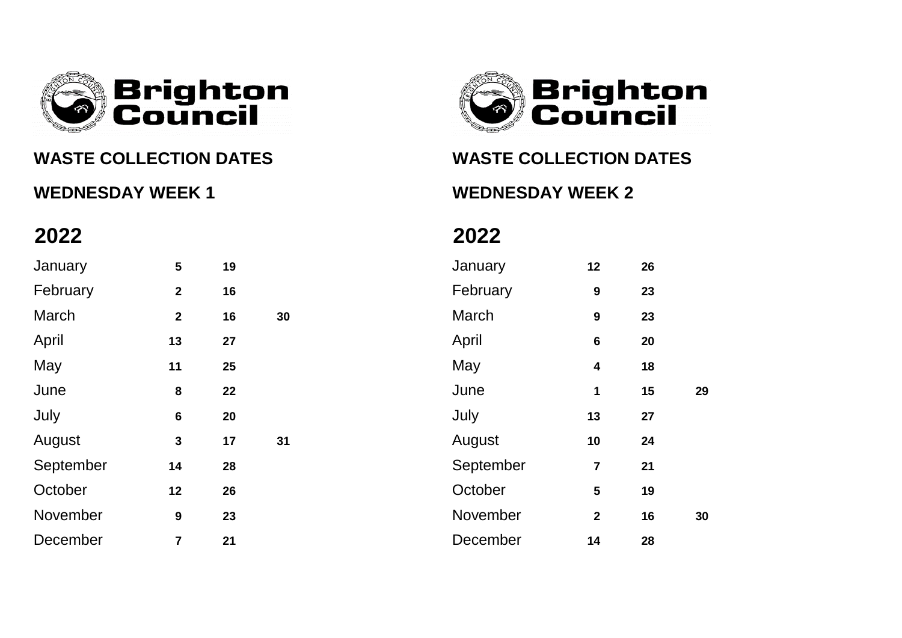Brighton Council

## WASTE COLLECTION DATES

### WEDNESDAY WEEK 1

## 2022

| | | | |
|---|---|---|---|
| January | 5 | 19 | |
| February | 2 | 16 | |
| March | 2 | 16 | 30 |
| April | 13 | 27 | |
| May | 11 | 25 | |
| June | 8 | 22 | |
| July | 6 | 20 | |
| August | 3 | 17 | 31 |
| September | 14 | 28 | |
| October | 12 | 26 | |
| November | 9 | 23 | |
| December | 7 | 21 | |

Brighton Council

## WASTE COLLECTION DATES

### WEDNESDAY WEEK 2

## 2022

| | | | |
|---|---|---|---|
| January | 12 | 26 | |
| February | 9 | 23 | |
| March | 9 | 23 | |
| April | 6 | 20 | |
| May | 4 | 18 | |
| June | 1 | 15 | 29 |
| July | 13 | 27 | |
| August | 10 | 24 | |
| September | 7 | 21 | |
| October | 5 | 19 | |
| November | 2 | 16 | 30 |
| December | 14 | 28 | |